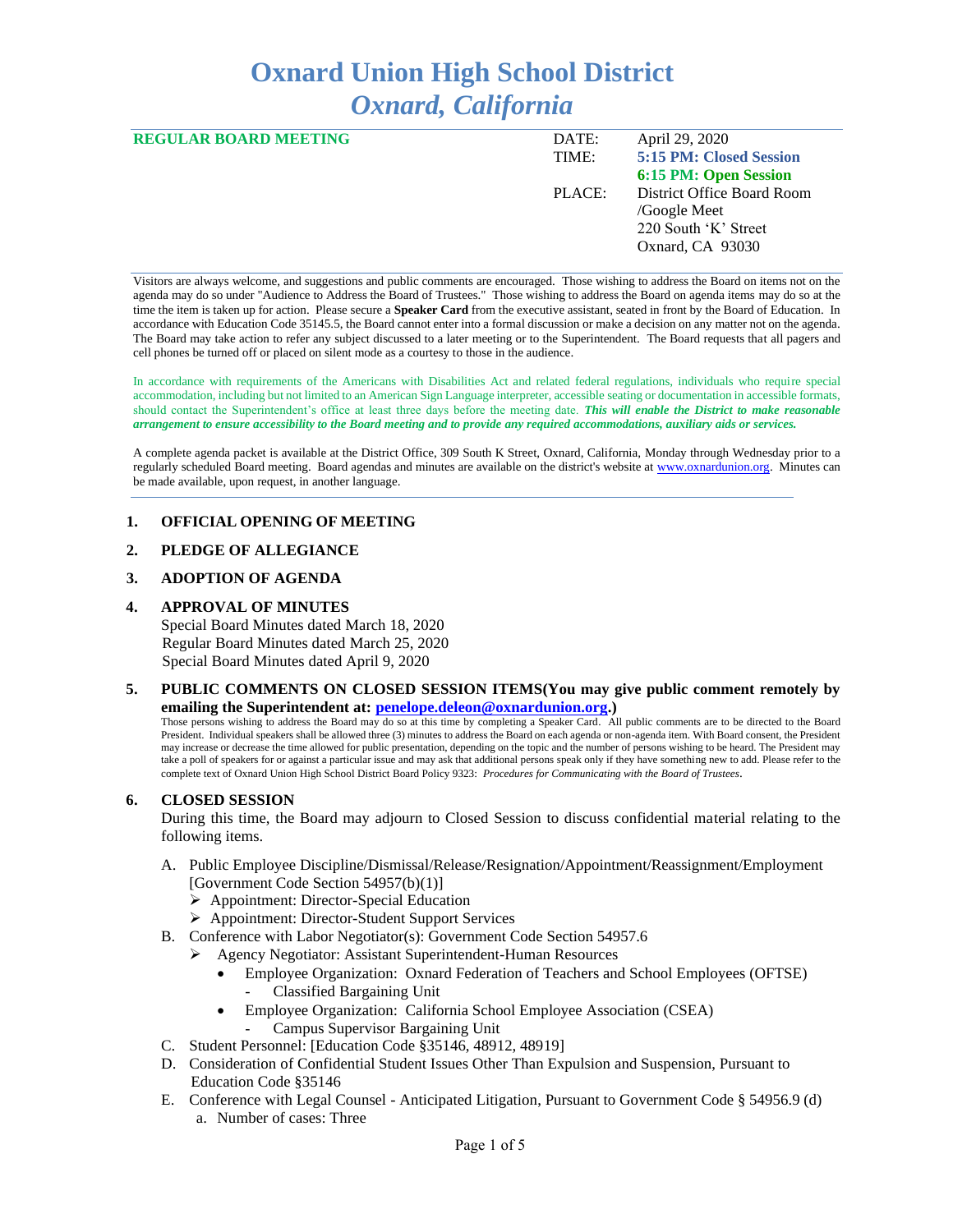# Oxnard Union High School District
## *Oxnard, California*

| **REGULAR BOARD MEETING** | DATE: | April 29, 2020 |
|---|---|---|
| | TIME: | **5:15 PM: Closed Session** |
| | | **6:15 PM: Open Session** |
| | PLACE: | District Office Board Room /Google Meet<br>220 South 'K' Street<br>Oxnard, CA 93030 |

Visitors are always welcome, and suggestions and public comments are encouraged. Those wishing to address the Board on items not on the agenda may do so under "Audience to Address the Board of Trustees." Those wishing to address the Board on agenda items may do so at the time the item is taken up for action. Please secure a **Speaker Card** from the executive assistant, seated in front by the Board of Education. In accordance with Education Code 35145.5, the Board cannot enter into a formal discussion or make a decision on any matter not on the agenda. The Board may take action to refer any subject discussed to a later meeting or to the Superintendent. The Board requests that all pagers and cell phones be turned off or placed on silent mode as a courtesy to those in the audience.

In accordance with requirements of the Americans with Disabilities Act and related federal regulations, individuals who require special accommodation, including but not limited to an American Sign Language interpreter, accessible seating or documentation in accessible formats, should contact the Superintendent's office at least three days before the meeting date. ***This will enable the District to make reasonable arrangement to ensure accessibility to the Board meeting and to provide any required accommodations, auxiliary aids or services.***

A complete agenda packet is available at the District Office, 309 South K Street, Oxnard, California, Monday through Wednesday prior to a regularly scheduled Board meeting. Board agendas and minutes are available on the district's website at www.oxnardunion.org. Minutes can be made available, upon request, in another language.

**1. OFFICIAL OPENING OF MEETING**

**2. PLEDGE OF ALLEGIANCE**

**3. ADOPTION OF AGENDA**

**4. APPROVAL OF MINUTES**

Special Board Minutes dated March 18, 2020
Regular Board Minutes dated March 25, 2020
Special Board Minutes dated April 9, 2020

**5. PUBLIC COMMENTS ON CLOSED SESSION ITEMS(You may give public comment remotely by emailing the Superintendent at: penelope.deleon@oxnardunion.org.)**

Those persons wishing to address the Board may do so at this time by completing a Speaker Card. All public comments are to be directed to the Board President. Individual speakers shall be allowed three (3) minutes to address the Board on each agenda or non-agenda item. With Board consent, the President may increase or decrease the time allowed for public presentation, depending on the topic and the number of persons wishing to be heard. The President may take a poll of speakers for or against a particular issue and may ask that additional persons speak only if they have something new to add. Please refer to the complete text of Oxnard Union High School District Board Policy 9323: *Procedures for Communicating with the Board of Trustees*.

**6. CLOSED SESSION**

During this time, the Board may adjourn to Closed Session to discuss confidential material relating to the following items.

A. Public Employee Discipline/Dismissal/Release/Resignation/Appointment/Reassignment/Employment [Government Code Section 54957(b)(1)]
   - Appointment: Director-Special Education
   - Appointment: Director-Student Support Services

B. Conference with Labor Negotiator(s): Government Code Section 54957.6
   - Agency Negotiator: Assistant Superintendent-Human Resources
     - Employee Organization: Oxnard Federation of Teachers and School Employees (OFTSE)
       - Classified Bargaining Unit
     - Employee Organization: California School Employee Association (CSEA)
       - Campus Supervisor Bargaining Unit

C. Student Personnel: [Education Code §35146, 48912, 48919]

D. Consideration of Confidential Student Issues Other Than Expulsion and Suspension, Pursuant to Education Code §35146

E. Conference with Legal Counsel - Anticipated Litigation, Pursuant to Government Code § 54956.9 (d)
   a. Number of cases: Three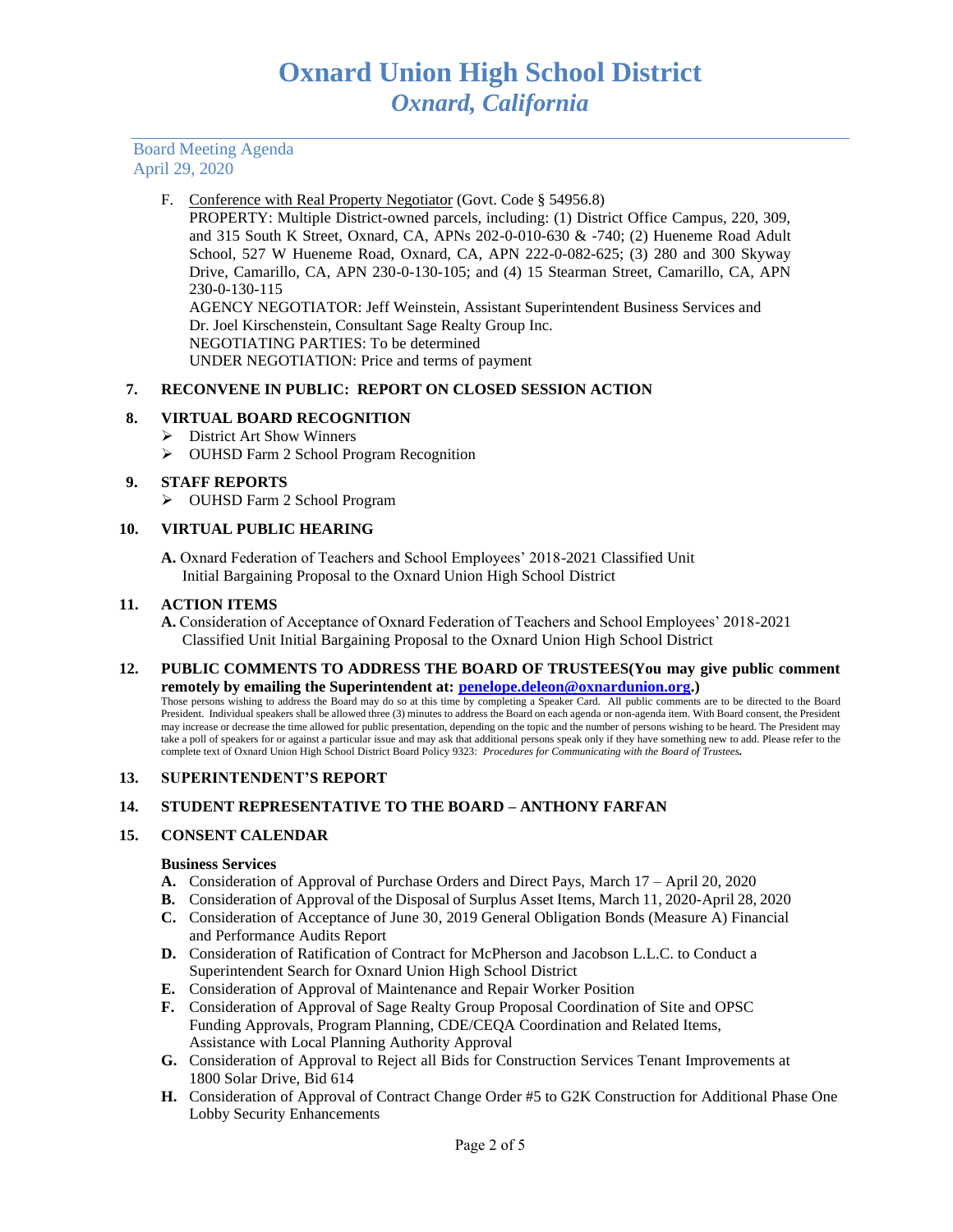F. Conference with Real Property Negotiator (Govt. Code § 54956.8)
PROPERTY: Multiple District-owned parcels, including: (1) District Office Campus, 220, 309, and 315 South K Street, Oxnard, CA, APNs 202-0-010-630 & -740; (2) Hueneme Road Adult School, 527 W Hueneme Road, Oxnard, CA, APN 222-0-082-625; (3) 280 and 300 Skyway Drive, Camarillo, CA, APN 230-0-130-105; and (4) 15 Stearman Street, Camarillo, CA, APN 230-0-130-115
AGENCY NEGOTIATOR: Jeff Weinstein, Assistant Superintendent Business Services and Dr. Joel Kirschenstein, Consultant Sage Realty Group Inc.
NEGOTIATING PARTIES: To be determined
UNDER NEGOTIATION: Price and terms of payment

## 7. RECONVENE IN PUBLIC: REPORT ON CLOSED SESSION ACTION

## 8. VIRTUAL BOARD RECOGNITION

- District Art Show Winners
- OUHSD Farm 2 School Program Recognition

## 9. STAFF REPORTS

- OUHSD Farm 2 School Program

## 10. VIRTUAL PUBLIC HEARING

**A.** Oxnard Federation of Teachers and School Employees' 2018-2021 Classified Unit Initial Bargaining Proposal to the Oxnard Union High School District

## 11. ACTION ITEMS

**A.** Consideration of Acceptance of Oxnard Federation of Teachers and School Employees' 2018-2021 Classified Unit Initial Bargaining Proposal to the Oxnard Union High School District

## 12. PUBLIC COMMENTS TO ADDRESS THE BOARD OF TRUSTEES(You may give public comment remotely by emailing the Superintendent at: penelope.deleon@oxnardunion.org.)

Those persons wishing to address the Board may do so at this time by completing a Speaker Card. All public comments are to be directed to the Board President. Individual speakers shall be allowed three (3) minutes to address the Board on each agenda or non-agenda item. With Board consent, the President may increase or decrease the time allowed for public presentation, depending on the topic and the number of persons wishing to be heard. The President may take a poll of speakers for or against a particular issue and may ask that additional persons speak only if they have something new to add. Please refer to the complete text of Oxnard Union High School District Board Policy 9323: *Procedures for Communicating with the Board of Trustees.*

## 13. SUPERINTENDENT'S REPORT

## 14. STUDENT REPRESENTATIVE TO THE BOARD – ANTHONY FARFAN

## 15. CONSENT CALENDAR

**Business Services**

**A.** Consideration of Approval of Purchase Orders and Direct Pays, March 17 – April 20, 2020
**B.** Consideration of Approval of the Disposal of Surplus Asset Items, March 11, 2020-April 28, 2020
**C.** Consideration of Acceptance of June 30, 2019 General Obligation Bonds (Measure A) Financial and Performance Audits Report
**D.** Consideration of Ratification of Contract for McPherson and Jacobson L.L.C. to Conduct a Superintendent Search for Oxnard Union High School District
**E.** Consideration of Approval of Maintenance and Repair Worker Position
**F.** Consideration of Approval of Sage Realty Group Proposal Coordination of Site and OPSC Funding Approvals, Program Planning, CDE/CEQA Coordination and Related Items, Assistance with Local Planning Authority Approval
**G.** Consideration of Approval to Reject all Bids for Construction Services Tenant Improvements at 1800 Solar Drive, Bid 614
**H.** Consideration of Approval of Contract Change Order #5 to G2K Construction for Additional Phase One Lobby Security Enhancements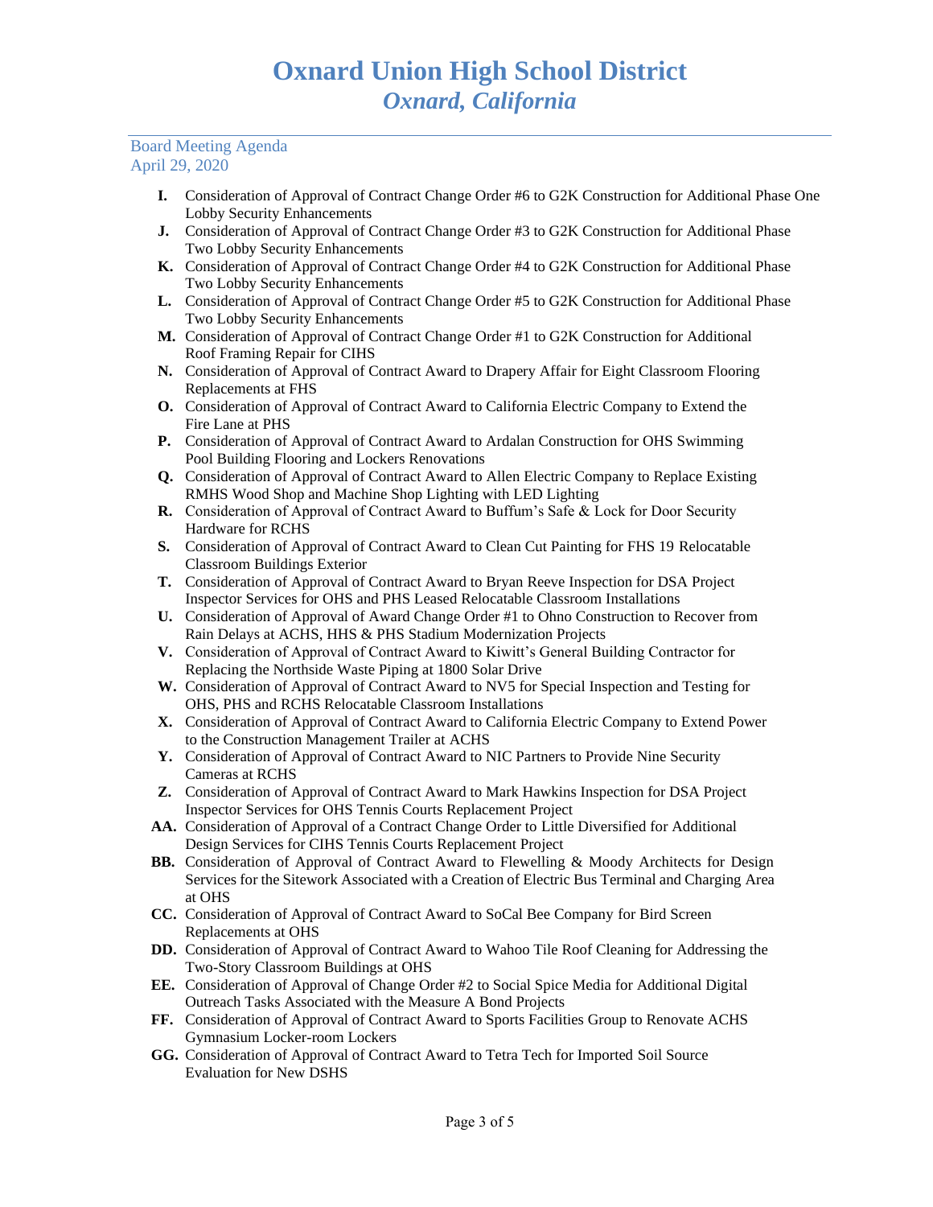# Oxnard Union High School District
## *Oxnard, California*

Board Meeting Agenda
April 29, 2020

- **I.** Consideration of Approval of Contract Change Order #6 to G2K Construction for Additional Phase One Lobby Security Enhancements
- **J.** Consideration of Approval of Contract Change Order #3 to G2K Construction for Additional Phase Two Lobby Security Enhancements
- **K.** Consideration of Approval of Contract Change Order #4 to G2K Construction for Additional Phase Two Lobby Security Enhancements
- **L.** Consideration of Approval of Contract Change Order #5 to G2K Construction for Additional Phase Two Lobby Security Enhancements
- **M.** Consideration of Approval of Contract Change Order #1 to G2K Construction for Additional Roof Framing Repair for CIHS
- **N.** Consideration of Approval of Contract Award to Drapery Affair for Eight Classroom Flooring Replacements at FHS
- **O.** Consideration of Approval of Contract Award to California Electric Company to Extend the Fire Lane at PHS
- **P.** Consideration of Approval of Contract Award to Ardalan Construction for OHS Swimming Pool Building Flooring and Lockers Renovations
- **Q.** Consideration of Approval of Contract Award to Allen Electric Company to Replace Existing RMHS Wood Shop and Machine Shop Lighting with LED Lighting
- **R.** Consideration of Approval of Contract Award to Buffum's Safe & Lock for Door Security Hardware for RCHS
- **S.** Consideration of Approval of Contract Award to Clean Cut Painting for FHS 19 Relocatable Classroom Buildings Exterior
- **T.** Consideration of Approval of Contract Award to Bryan Reeve Inspection for DSA Project Inspector Services for OHS and PHS Leased Relocatable Classroom Installations
- **U.** Consideration of Approval of Award Change Order #1 to Ohno Construction to Recover from Rain Delays at ACHS, HHS & PHS Stadium Modernization Projects
- **V.** Consideration of Approval of Contract Award to Kiwitt's General Building Contractor for Replacing the Northside Waste Piping at 1800 Solar Drive
- **W.** Consideration of Approval of Contract Award to NV5 for Special Inspection and Testing for OHS, PHS and RCHS Relocatable Classroom Installations
- **X.** Consideration of Approval of Contract Award to California Electric Company to Extend Power to the Construction Management Trailer at ACHS
- **Y.** Consideration of Approval of Contract Award to NIC Partners to Provide Nine Security Cameras at RCHS
- **Z.** Consideration of Approval of Contract Award to Mark Hawkins Inspection for DSA Project Inspector Services for OHS Tennis Courts Replacement Project
- **AA.** Consideration of Approval of a Contract Change Order to Little Diversified for Additional Design Services for CIHS Tennis Courts Replacement Project
- **BB.** Consideration of Approval of Contract Award to Flewelling & Moody Architects for Design Services for the Sitework Associated with a Creation of Electric Bus Terminal and Charging Area at OHS
- **CC.** Consideration of Approval of Contract Award to SoCal Bee Company for Bird Screen Replacements at OHS
- **DD.** Consideration of Approval of Contract Award to Wahoo Tile Roof Cleaning for Addressing the Two-Story Classroom Buildings at OHS
- **EE.** Consideration of Approval of Change Order #2 to Social Spice Media for Additional Digital Outreach Tasks Associated with the Measure A Bond Projects
- **FF.** Consideration of Approval of Contract Award to Sports Facilities Group to Renovate ACHS Gymnasium Locker-room Lockers
- **GG.** Consideration of Approval of Contract Award to Tetra Tech for Imported Soil Source Evaluation for New DSHS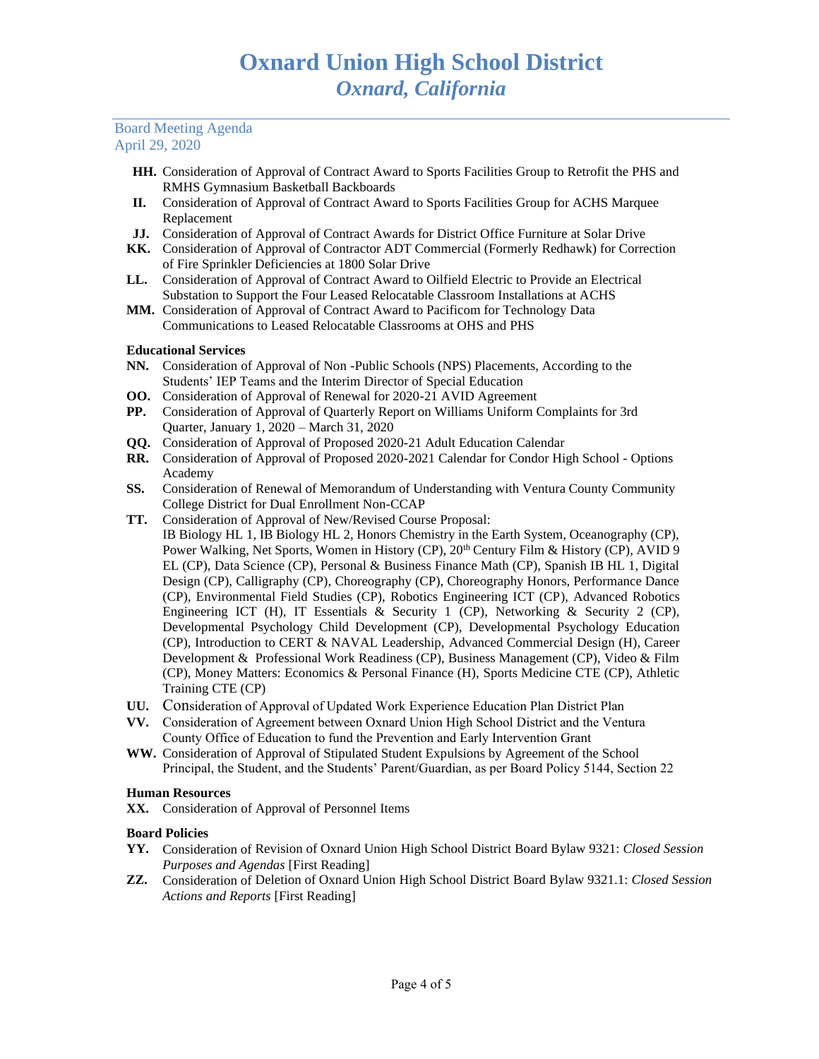**HH.** Consideration of Approval of Contract Award to Sports Facilities Group to Retrofit the PHS and RMHS Gymnasium Basketball Backboards

**II.** Consideration of Approval of Contract Award to Sports Facilities Group for ACHS Marquee Replacement

**JJ.** Consideration of Approval of Contract Awards for District Office Furniture at Solar Drive

**KK.** Consideration of Approval of Contractor ADT Commercial (Formerly Redhawk) for Correction of Fire Sprinkler Deficiencies at 1800 Solar Drive

**LL.** Consideration of Approval of Contract Award to Oilfield Electric to Provide an Electrical Substation to Support the Four Leased Relocatable Classroom Installations at ACHS

**MM.** Consideration of Approval of Contract Award to Pacificom for Technology Data Communications to Leased Relocatable Classrooms at OHS and PHS

**Educational Services**

**NN.** Consideration of Approval of Non -Public Schools (NPS) Placements, According to the Students' IEP Teams and the Interim Director of Special Education

**OO.** Consideration of Approval of Renewal for 2020-21 AVID Agreement

**PP.** Consideration of Approval of Quarterly Report on Williams Uniform Complaints for 3rd Quarter, January 1, 2020 – March 31, 2020

**QQ.** Consideration of Approval of Proposed 2020-21 Adult Education Calendar

**RR.** Consideration of Approval of Proposed 2020-2021 Calendar for Condor High School - Options Academy

**SS.** Consideration of Renewal of Memorandum of Understanding with Ventura County Community College District for Dual Enrollment Non-CCAP

**TT.** Consideration of Approval of New/Revised Course Proposal:
IB Biology HL 1, IB Biology HL 2, Honors Chemistry in the Earth System, Oceanography (CP), Power Walking, Net Sports, Women in History (CP), 20th Century Film & History (CP), AVID 9 EL (CP), Data Science (CP), Personal & Business Finance Math (CP), Spanish IB HL 1, Digital Design (CP), Calligraphy (CP), Choreography (CP), Choreography Honors, Performance Dance (CP), Environmental Field Studies (CP), Robotics Engineering ICT (CP), Advanced Robotics Engineering ICT (H), IT Essentials & Security 1 (CP), Networking & Security 2 (CP), Developmental Psychology Child Development (CP), Developmental Psychology Education (CP), Introduction to CERT & NAVAL Leadership, Advanced Commercial Design (H), Career Development & Professional Work Readiness (CP), Business Management (CP), Video & Film (CP), Money Matters: Economics & Personal Finance (H), Sports Medicine CTE (CP), Athletic Training CTE (CP)

**UU.** Consideration of Approval of Updated Work Experience Education Plan District Plan

**VV.** Consideration of Agreement between Oxnard Union High School District and the Ventura County Office of Education to fund the Prevention and Early Intervention Grant

**WW.** Consideration of Approval of Stipulated Student Expulsions by Agreement of the School Principal, the Student, and the Students' Parent/Guardian, as per Board Policy 5144, Section 22

**Human Resources**

**XX.** Consideration of Approval of Personnel Items

**Board Policies**

**YY.** Consideration of Revision of Oxnard Union High School District Board Bylaw 9321: *Closed Session Purposes and Agendas* [First Reading]

**ZZ.** Consideration of Deletion of Oxnard Union High School District Board Bylaw 9321.1: *Closed Session Actions and Reports* [First Reading]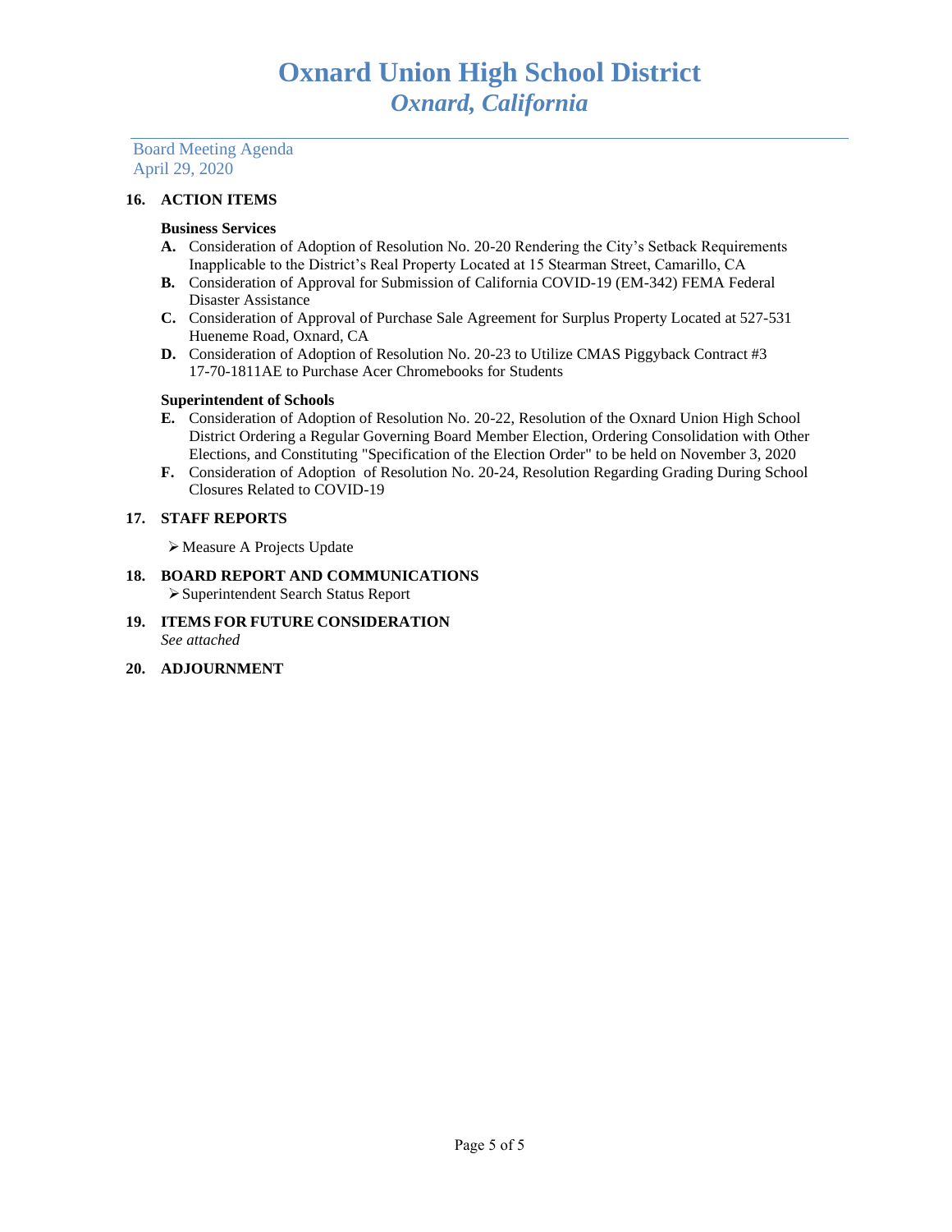# Oxnard Union High School District

## *Oxnard, California*

Board Meeting Agenda
April 29, 2020

**16. ACTION ITEMS**

**Business Services**

- **A.** Consideration of Adoption of Resolution No. 20-20 Rendering the City's Setback Requirements Inapplicable to the District's Real Property Located at 15 Stearman Street, Camarillo, CA
- **B.** Consideration of Approval for Submission of California COVID-19 (EM-342) FEMA Federal Disaster Assistance
- **C.** Consideration of Approval of Purchase Sale Agreement for Surplus Property Located at 527-531 Hueneme Road, Oxnard, CA
- **D.** Consideration of Adoption of Resolution No. 20-23 to Utilize CMAS Piggyback Contract #3 17-70-1811AE to Purchase Acer Chromebooks for Students

**Superintendent of Schools**

- **E.** Consideration of Adoption of Resolution No. 20-22, Resolution of the Oxnard Union High School District Ordering a Regular Governing Board Member Election, Ordering Consolidation with Other Elections, and Constituting "Specification of the Election Order" to be held on November 3, 2020
- **F.** Consideration of Adoption of Resolution No. 20-24, Resolution Regarding Grading During School Closures Related to COVID-19

**17. STAFF REPORTS**

- Measure A Projects Update

**18. BOARD REPORT AND COMMUNICATIONS**

- Superintendent Search Status Report

**19. ITEMS FOR FUTURE CONSIDERATION**

*See attached*

**20. ADJOURNMENT**